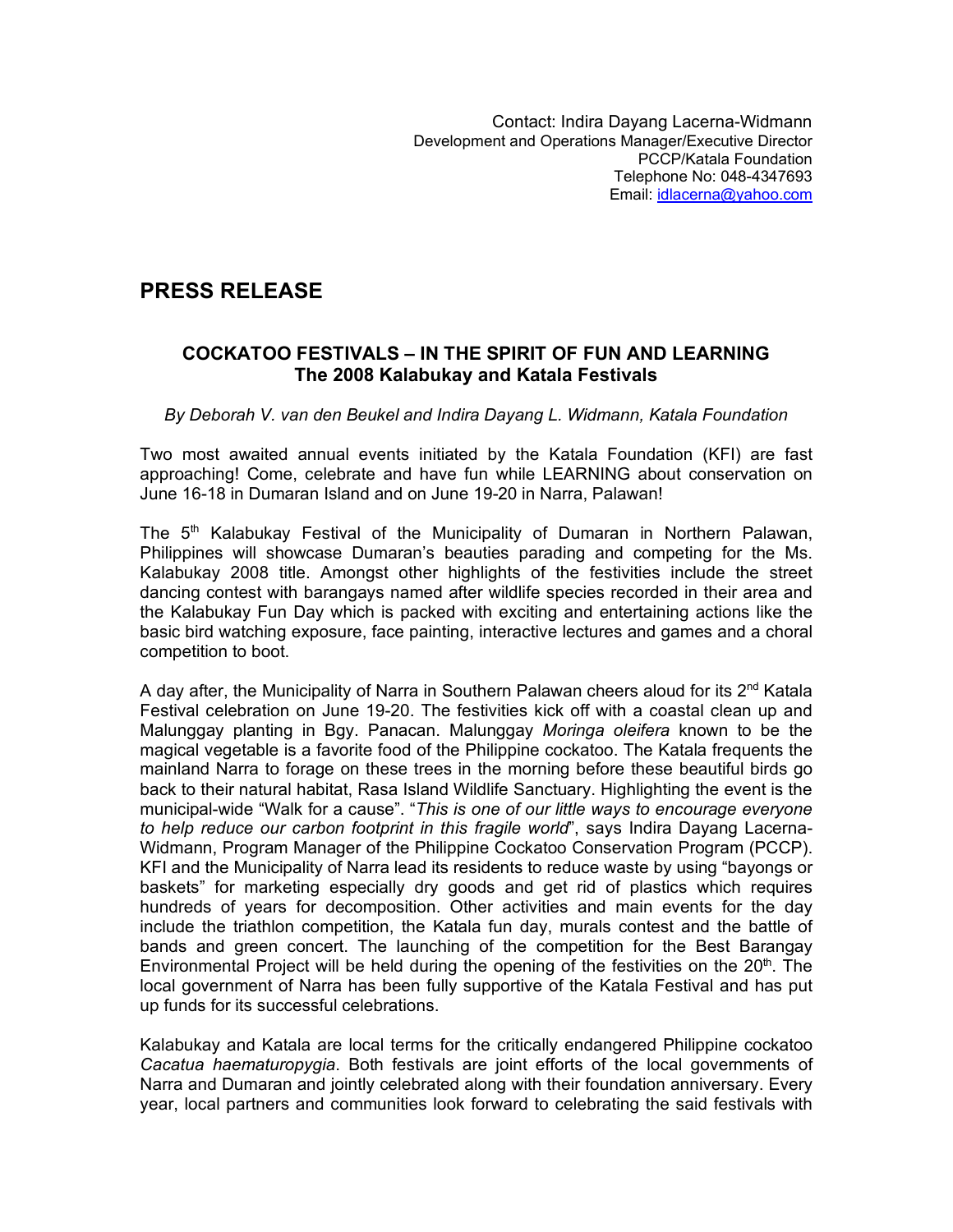Contact: Indira Dayang Lacerna-Widmann
Development and Operations Manager/Executive Director
PCCP/Katala Foundation
Telephone No: 048-4347693
Email: idlacerna@yahoo.com

# PRESS RELEASE

## COCKATOO FESTIVALS – IN THE SPIRIT OF FUN AND LEARNING
## The 2008 Kalabukay and Katala Festivals

*By Deborah V. van den Beukel and Indira Dayang L. Widmann, Katala Foundation*

Two most awaited annual events initiated by the Katala Foundation (KFI) are fast approaching! Come, celebrate and have fun while LEARNING about conservation on June 16-18 in Dumaran Island and on June 19-20 in Narra, Palawan!

The 5th Kalabukay Festival of the Municipality of Dumaran in Northern Palawan, Philippines will showcase Dumaran's beauties parading and competing for the Ms. Kalabukay 2008 title. Amongst other highlights of the festivities include the street dancing contest with barangays named after wildlife species recorded in their area and the Kalabukay Fun Day which is packed with exciting and entertaining actions like the basic bird watching exposure, face painting, interactive lectures and games and a choral competition to boot.

A day after, the Municipality of Narra in Southern Palawan cheers aloud for its 2nd Katala Festival celebration on June 19-20. The festivities kick off with a coastal clean up and Malunggay planting in Bgy. Panacan. Malunggay *Moringa oleifera* known to be the magical vegetable is a favorite food of the Philippine cockatoo. The Katala frequents the mainland Narra to forage on these trees in the morning before these beautiful birds go back to their natural habitat, Rasa Island Wildlife Sanctuary. Highlighting the event is the municipal-wide "Walk for a cause". "*This is one of our little ways to encourage everyone to help reduce our carbon footprint in this fragile world*", says Indira Dayang Lacerna-Widmann, Program Manager of the Philippine Cockatoo Conservation Program (PCCP). KFI and the Municipality of Narra lead its residents to reduce waste by using "bayongs or baskets" for marketing especially dry goods and get rid of plastics which requires hundreds of years for decomposition. Other activities and main events for the day include the triathlon competition, the Katala fun day, murals contest and the battle of bands and green concert. The launching of the competition for the Best Barangay Environmental Project will be held during the opening of the festivities on the 20th. The local government of Narra has been fully supportive of the Katala Festival and has put up funds for its successful celebrations.

Kalabukay and Katala are local terms for the critically endangered Philippine cockatoo *Cacatua haematuropygia*. Both festivals are joint efforts of the local governments of Narra and Dumaran and jointly celebrated along with their foundation anniversary. Every year, local partners and communities look forward to celebrating the said festivals with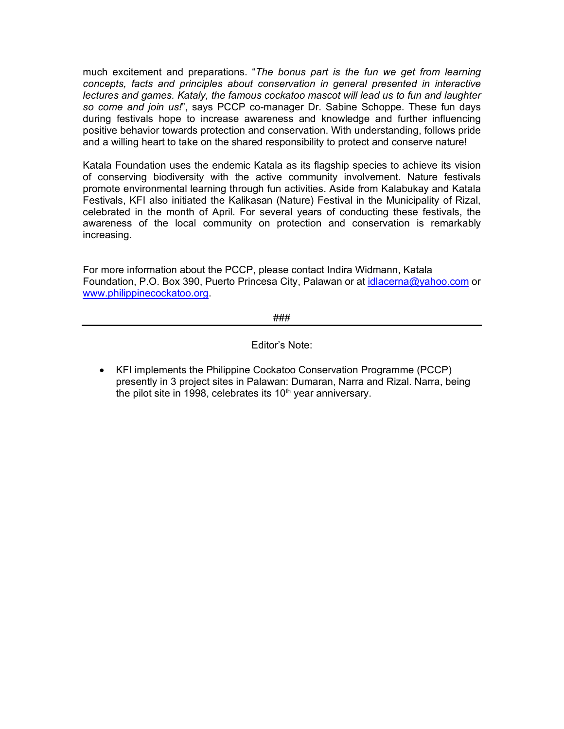much excitement and preparations. "*The bonus part is the fun we get from learning concepts, facts and principles about conservation in general presented in interactive lectures and games. Kataly, the famous cockatoo mascot will lead us to fun and laughter so come and join us!*", says PCCP co-manager Dr. Sabine Schoppe. These fun days during festivals hope to increase awareness and knowledge and further influencing positive behavior towards protection and conservation. With understanding, follows pride and a willing heart to take on the shared responsibility to protect and conserve nature!

Katala Foundation uses the endemic Katala as its flagship species to achieve its vision of conserving biodiversity with the active community involvement. Nature festivals promote environmental learning through fun activities. Aside from Kalabukay and Katala Festivals, KFI also initiated the Kalikasan (Nature) Festival in the Municipality of Rizal, celebrated in the month of April. For several years of conducting these festivals, the awareness of the local community on protection and conservation is remarkably increasing.

For more information about the PCCP, please contact Indira Widmann, Katala Foundation, P.O. Box 390, Puerto Princesa City, Palawan or at idlacerna@yahoo.com or www.philippinecockatoo.org.

###

---

Editor's Note:

- KFI implements the Philippine Cockatoo Conservation Programme (PCCP) presently in 3 project sites in Palawan: Dumaran, Narra and Rizal. Narra, being the pilot site in 1998, celebrates its 10th year anniversary.